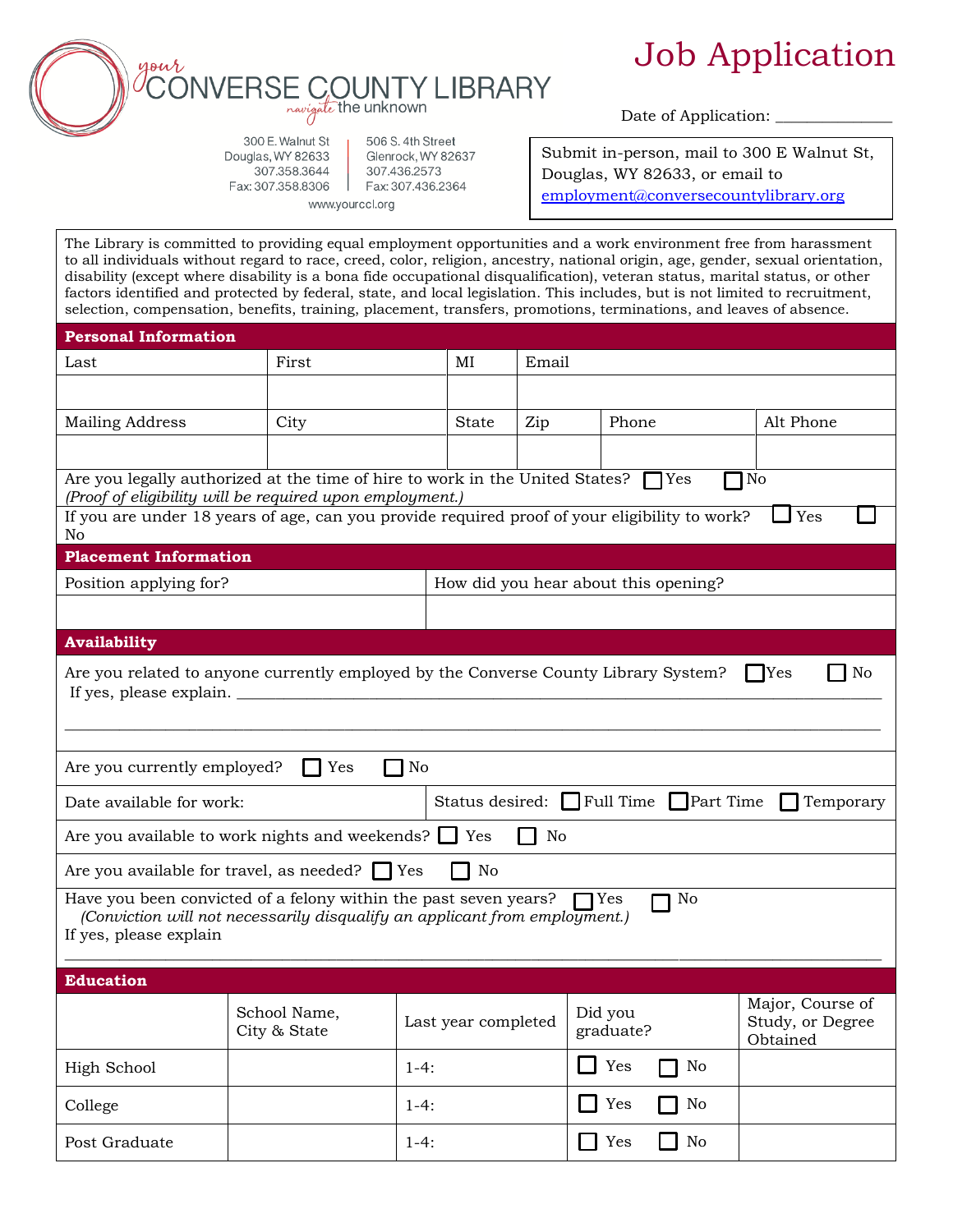your CONVERSE COUNTY LIBRARY
navigate the unknown

300 E. Walnut St
Douglas, WY 82633
307.358.3644
Fax: 307.358.8306

506 S. 4th Street
Glenrock, WY 82637
307.436.2573
Fax: 307.436.2364

www.yourccl.org

# Job Application

Date of Application: ______________

Submit in-person, mail to 300 E Walnut St, Douglas, WY 82633, or email to employment@conversecountylibrary.org

The Library is committed to providing equal employment opportunities and a work environment free from harassment to all individuals without regard to race, creed, color, religion, ancestry, national origin, age, gender, sexual orientation, disability (except where disability is a bona fide occupational disqualification), veteran status, marital status, or other factors identified and protected by federal, state, and local legislation. This includes, but is not limited to recruitment, selection, compensation, benefits, training, placement, transfers, promotions, terminations, and leaves of absence.

## Personal Information

| Last | First | MI | Email | | |
|---|---|---|---|---|---|
| | | | | | |
| Mailing Address | City | State | Zip | Phone | Alt Phone |
| | | | | | |

Are you legally authorized at the time of hire to work in the United States? ☐ Yes ☐ No
*(Proof of eligibility will be required upon employment.)*

If you are under 18 years of age, can you provide required proof of your eligibility to work? ☐ Yes ☐ No

## Placement Information

| Position applying for? | How did you hear about this opening? |
|---|---|
| | |

## Availability

Are you related to anyone currently employed by the Converse County Library System? ☐ Yes ☐ No
If yes, please explain. ______________________________________________

______________________________________________

Are you currently employed? ☐ Yes ☐ No

Date available for work: | Status desired: ☐ Full Time ☐ Part Time ☐ Temporary

Are you available to work nights and weekends? ☐ Yes ☐ No

Are you available for travel, as needed? ☐ Yes ☐ No

Have you been convicted of a felony within the past seven years? ☐ Yes ☐ No
*(Conviction will not necessarily disqualify an applicant from employment.)*
If yes, please explain

______________________________________________

## Education

| | School Name, City & State | Last year completed | Did you graduate? | Major, Course of Study, or Degree Obtained |
|---|---|---|---|---|
| High School | | 1-4: | ☐ Yes ☐ No | |
| College | | 1-4: | ☐ Yes ☐ No | |
| Post Graduate | | 1-4: | ☐ Yes ☐ No | |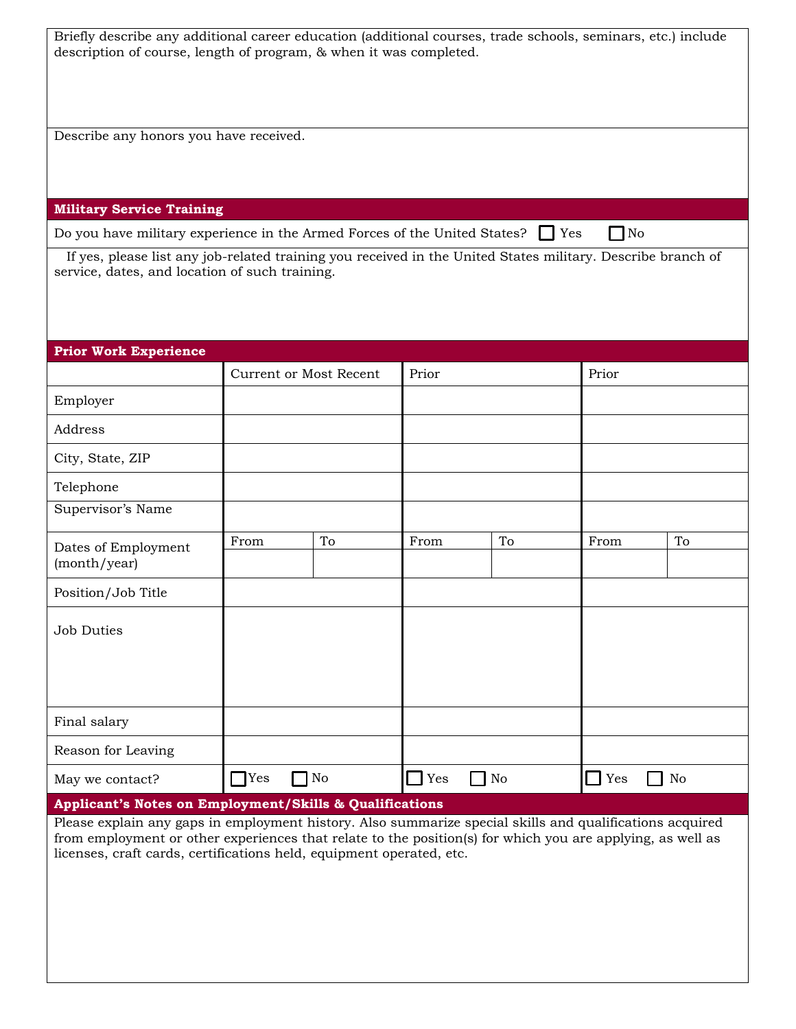Briefly describe any additional career education (additional courses, trade schools, seminars, etc.) include description of course, length of program, & when it was completed.

Describe any honors you have received.

## Military Service Training

Do you have military experience in the Armed Forces of the United States? ☐ Yes ☐ No

If yes, please list any job-related training you received in the United States military. Describe branch of service, dates, and location of such training.

## Prior Work Experience

| | Current or Most Recent | | Prior | | Prior | |
|---|---|---|---|---|---|---|
| Employer | | | | | | |
| Address | | | | | | |
| City, State, ZIP | | | | | | |
| Telephone | | | | | | |
| Supervisor's Name | | | | | | |
| Dates of Employment (month/year) | From | To | From | To | From | To |
| Position/Job Title | | | | | | |
| Job Duties | | | | | | |
| Final salary | | | | | | |
| Reason for Leaving | | | | | | |
| May we contact? | ☐ Yes ☐ No | | ☐ Yes ☐ No | | ☐ Yes ☐ No | |

## Applicant's Notes on Employment/Skills & Qualifications

Please explain any gaps in employment history. Also summarize special skills and qualifications acquired from employment or other experiences that relate to the position(s) for which you are applying, as well as licenses, craft cards, certifications held, equipment operated, etc.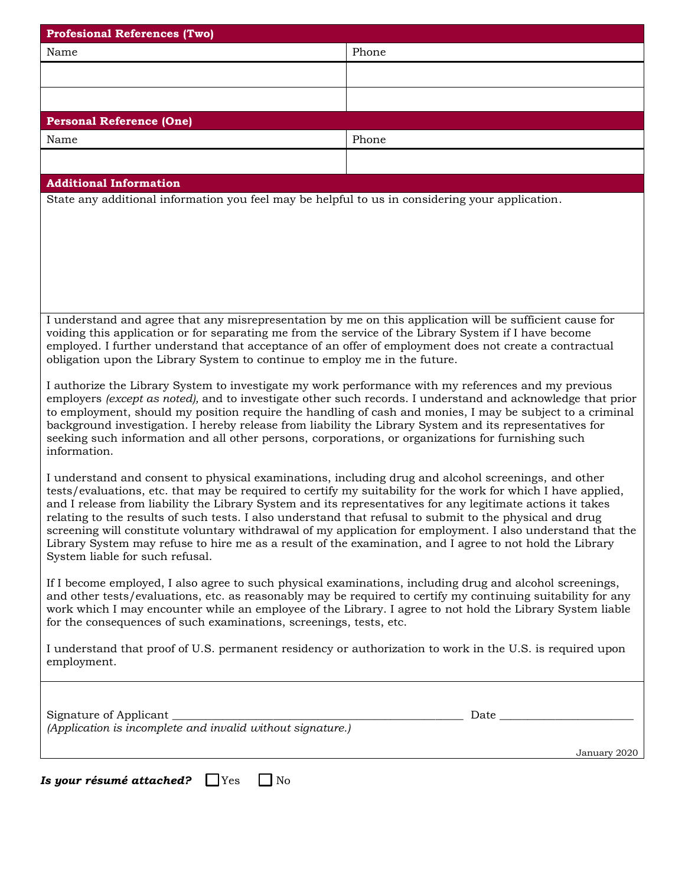## Profesional References (Two)

| Name | Phone |
|---|---|
| | |
| | |

## Personal Reference (One)

| Name | Phone |
|---|---|
| | |

## Additional Information

State any additional information you feel may be helpful to us in considering your application.

I understand and agree that any misrepresentation by me on this application will be sufficient cause for voiding this application or for separating me from the service of the Library System if I have become employed. I further understand that acceptance of an offer of employment does not create a contractual obligation upon the Library System to continue to employ me in the future.

I authorize the Library System to investigate my work performance with my references and my previous employers *(except as noted),* and to investigate other such records. I understand and acknowledge that prior to employment, should my position require the handling of cash and monies, I may be subject to a criminal background investigation. I hereby release from liability the Library System and its representatives for seeking such information and all other persons, corporations, or organizations for furnishing such information.

I understand and consent to physical examinations, including drug and alcohol screenings, and other tests/evaluations, etc. that may be required to certify my suitability for the work for which I have applied, and I release from liability the Library System and its representatives for any legitimate actions it takes relating to the results of such tests. I also understand that refusal to submit to the physical and drug screening will constitute voluntary withdrawal of my application for employment. I also understand that the Library System may refuse to hire me as a result of the examination, and I agree to not hold the Library System liable for such refusal.

If I become employed, I also agree to such physical examinations, including drug and alcohol screenings, and other tests/evaluations, etc. as reasonably may be required to certify my continuing suitability for any work which I may encounter while an employee of the Library. I agree to not hold the Library System liable for the consequences of such examinations, screenings, tests, etc.

I understand that proof of U.S. permanent residency or authorization to work in the U.S. is required upon employment.

Signature of Applicant ____________________________________________ Date ____________________

*(Application is incomplete and invalid without signature.)*

January 2020

***Is your résumé attached?*** ☐ Yes ☐ No